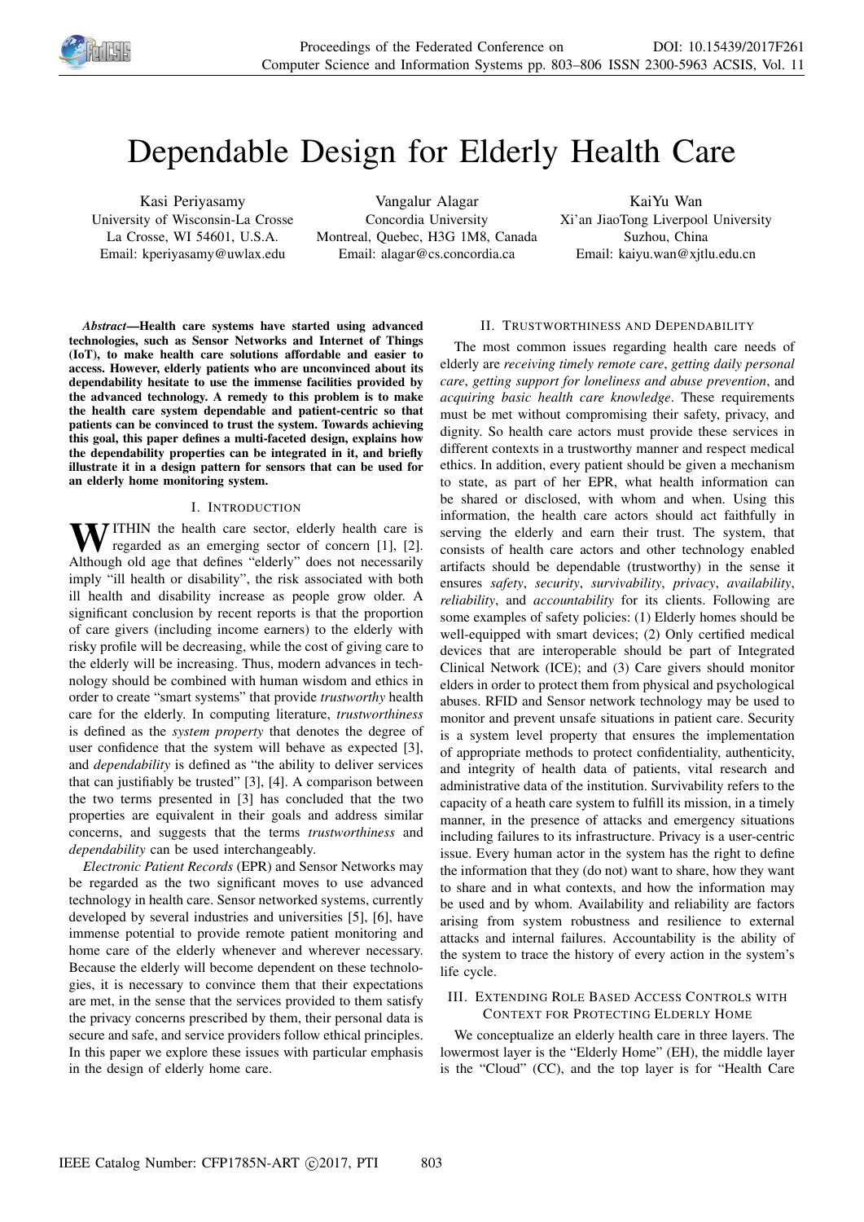# Dependable Design for Elderly Health Care

Kasi Periyasamy
University of Wisconsin-La Crosse
La Crosse, WI 54601, U.S.A.
Email: kperiyasamy@uwlax.edu

Vangalur Alagar
Concordia University
Montreal, Quebec, H3G 1M8, Canada
Email: alagar@cs.concordia.ca

KaiYu Wan
Xi'an JiaoTong Liverpool University
Suzhou, China
Email: kaiyu.wan@xjtlu.edu.cn

***Abstract*—Health care systems have started using advanced technologies, such as Sensor Networks and Internet of Things (IoT), to make health care solutions affordable and easier to access. However, elderly patients who are unconvinced about its dependability hesitate to use the immense facilities provided by the advanced technology. A remedy to this problem is to make the health care system dependable and patient-centric so that patients can be convinced to trust the system. Towards achieving this goal, this paper defines a multi-faceted design, explains how the dependability properties can be integrated in it, and briefly illustrate it in a design pattern for sensors that can be used for an elderly home monitoring system.**

## I. Introduction

Within the health care sector, elderly health care is regarded as an emerging sector of concern [1], [2]. Although old age that defines "elderly" does not necessarily imply "ill health or disability", the risk associated with both ill health and disability increase as people grow older. A significant conclusion by recent reports is that the proportion of care givers (including income earners) to the elderly with risky profile will be decreasing, while the cost of giving care to the elderly will be increasing. Thus, modern advances in technology should be combined with human wisdom and ethics in order to create "smart systems" that provide *trustworthy* health care for the elderly. In computing literature, *trustworthiness* is defined as the *system property* that denotes the degree of user confidence that the system will behave as expected [3], and *dependability* is defined as "the ability to deliver services that can justifiably be trusted" [3], [4]. A comparison between the two terms presented in [3] has concluded that the two properties are equivalent in their goals and address similar concerns, and suggests that the terms *trustworthiness* and *dependability* can be used interchangeably.

*Electronic Patient Records* (EPR) and Sensor Networks may be regarded as the two significant moves to use advanced technology in health care. Sensor networked systems, currently developed by several industries and universities [5], [6], have immense potential to provide remote patient monitoring and home care of the elderly whenever and wherever necessary. Because the elderly will become dependent on these technologies, it is necessary to convince them that their expectations are met, in the sense that the services provided to them satisfy the privacy concerns prescribed by them, their personal data is secure and safe, and service providers follow ethical principles. In this paper we explore these issues with particular emphasis in the design of elderly home care.

## II. Trustworthiness and Dependability

The most common issues regarding health care needs of elderly are *receiving timely remote care*, *getting daily personal care*, *getting support for loneliness and abuse prevention*, and *acquiring basic health care knowledge*. These requirements must be met without compromising their safety, privacy, and dignity. So health care actors must provide these services in different contexts in a trustworthy manner and respect medical ethics. In addition, every patient should be given a mechanism to state, as part of her EPR, what health information can be shared or disclosed, with whom and when. Using this information, the health care actors should act faithfully in serving the elderly and earn their trust. The system, that consists of health care actors and other technology enabled artifacts should be dependable (trustworthy) in the sense it ensures *safety*, *security*, *survivability*, *privacy*, *availability*, *reliability*, and *accountability* for its clients. Following are some examples of safety policies: (1) Elderly homes should be well-equipped with smart devices; (2) Only certified medical devices that are interoperable should be part of Integrated Clinical Network (ICE); and (3) Care givers should monitor elders in order to protect them from physical and psychological abuses. RFID and Sensor network technology may be used to monitor and prevent unsafe situations in patient care. Security is a system level property that ensures the implementation of appropriate methods to protect confidentiality, authenticity, and integrity of health data of patients, vital research and administrative data of the institution. Survivability refers to the capacity of a heath care system to fulfill its mission, in a timely manner, in the presence of attacks and emergency situations including failures to its infrastructure. Privacy is a user-centric issue. Every human actor in the system has the right to define the information that they (do not) want to share, how they want to share and in what contexts, and how the information may be used and by whom. Availability and reliability are factors arising from system robustness and resilience to external attacks and internal failures. Accountability is the ability of the system to trace the history of every action in the system's life cycle.

## III. Extending Role Based Access Controls with Context for Protecting Elderly Home

We conceptualize an elderly health care in three layers. The lowermost layer is the "Elderly Home" (EH), the middle layer is the "Cloud" (CC), and the top layer is for "Health Care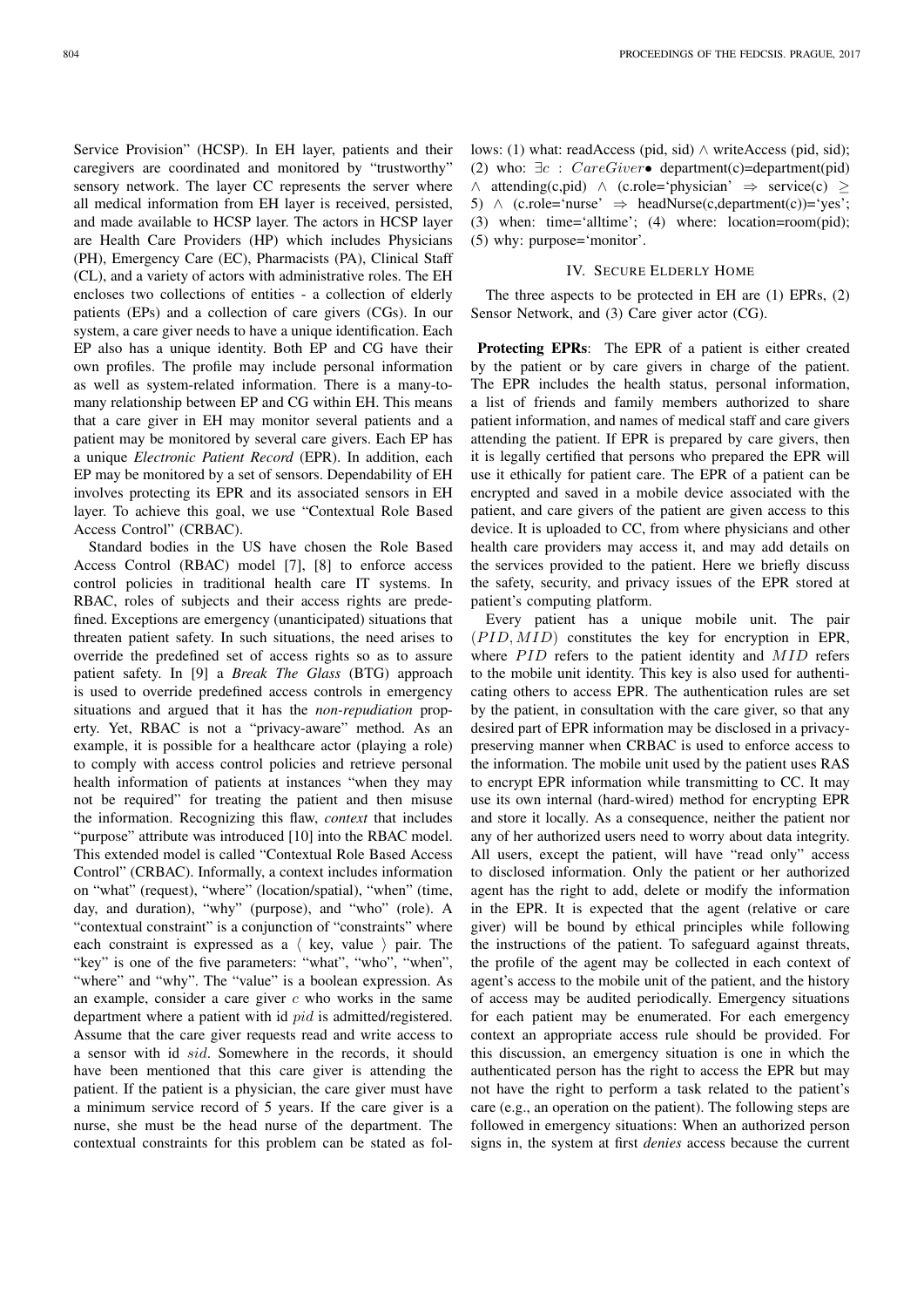Service Provision" (HCSP). In EH layer, patients and their caregivers are coordinated and monitored by "trustworthy" sensory network. The layer CC represents the server where all medical information from EH layer is received, persisted, and made available to HCSP layer. The actors in HCSP layer are Health Care Providers (HP) which includes Physicians (PH), Emergency Care (EC), Pharmacists (PA), Clinical Staff (CL), and a variety of actors with administrative roles. The EH encloses two collections of entities - a collection of elderly patients (EPs) and a collection of care givers (CGs). In our system, a care giver needs to have a unique identification. Each EP also has a unique identity. Both EP and CG have their own profiles. The profile may include personal information as well as system-related information. There is a many-to-many relationship between EP and CG within EH. This means that a care giver in EH may monitor several patients and a patient may be monitored by several care givers. Each EP has a unique *Electronic Patient Record* (EPR). In addition, each EP may be monitored by a set of sensors. Dependability of EH involves protecting its EPR and its associated sensors in EH layer. To achieve this goal, we use "Contextual Role Based Access Control" (CRBAC).

Standard bodies in the US have chosen the Role Based Access Control (RBAC) model [7], [8] to enforce access control policies in traditional health care IT systems. In RBAC, roles of subjects and their access rights are predefined. Exceptions are emergency (unanticipated) situations that threaten patient safety. In such situations, the need arises to override the predefined set of access rights so as to assure patient safety. In [9] a *Break The Glass* (BTG) approach is used to override predefined access controls in emergency situations and argued that it has the *non-repudiation* property. Yet, RBAC is not a "privacy-aware" method. As an example, it is possible for a healthcare actor (playing a role) to comply with access control policies and retrieve personal health information of patients at instances "when they may not be required" for treating the patient and then misuse the information. Recognizing this flaw, *context* that includes "purpose" attribute was introduced [10] into the RBAC model. This extended model is called "Contextual Role Based Access Control" (CRBAC). Informally, a context includes information on "what" (request), "where" (location/spatial), "when" (time, day, and duration), "why" (purpose), and "who" (role). A "contextual constraint" is a conjunction of "constraints" where each constraint is expressed as a $\langle$ key, value $\rangle$ pair. The "key" is one of the five parameters: "what", "who", "when", "where" and "why". The "value" is a boolean expression. As an example, consider a care giver $c$ who works in the same department where a patient with id $pid$ is admitted/registered. Assume that the care giver requests read and write access to a sensor with id $sid$. Somewhere in the records, it should have been mentioned that this care giver is attending the patient. If the patient is a physician, the care giver must have a minimum service record of 5 years. If the care giver is a nurse, she must be the head nurse of the department. The contextual constraints for this problem can be stated as follows: (1) what: readAccess (pid, sid) $\wedge$ writeAccess (pid, sid); (2) who: $\exists c : CareGiver \bullet$ department(c)=department(pid) $\wedge$ attending(c,pid) $\wedge$ (c.role='physician' $\Rightarrow$ service(c) $\geq$ 5) $\wedge$ (c.role='nurse' $\Rightarrow$ headNurse(c,department(c))='yes'; (3) when: time='alltime'; (4) where: location=room(pid); (5) why: purpose='monitor'.

## IV. Secure Elderly Home

The three aspects to be protected in EH are (1) EPRs, (2) Sensor Network, and (3) Care giver actor (CG).

**Protecting EPRs**: The EPR of a patient is either created by the patient or by care givers in charge of the patient. The EPR includes the health status, personal information, a list of friends and family members authorized to share patient information, and names of medical staff and care givers attending the patient. If EPR is prepared by care givers, then it is legally certified that persons who prepared the EPR will use it ethically for patient care. The EPR of a patient can be encrypted and saved in a mobile device associated with the patient, and care givers of the patient are given access to this device. It is uploaded to CC, from where physicians and other health care providers may access it, and may add details on the services provided to the patient. Here we briefly discuss the safety, security, and privacy issues of the EPR stored at patient's computing platform.

Every patient has a unique mobile unit. The pair $(PID, MID)$ constitutes the key for encryption in EPR, where $PID$ refers to the patient identity and $MID$ refers to the mobile unit identity. This key is also used for authenticating others to access EPR. The authentication rules are set by the patient, in consultation with the care giver, so that any desired part of EPR information may be disclosed in a privacy-preserving manner when CRBAC is used to enforce access to the information. The mobile unit used by the patient uses RAS to encrypt EPR information while transmitting to CC. It may use its own internal (hard-wired) method for encrypting EPR and store it locally. As a consequence, neither the patient nor any of her authorized users need to worry about data integrity. All users, except the patient, will have "read only" access to disclosed information. Only the patient or her authorized agent has the right to add, delete or modify the information in the EPR. It is expected that the agent (relative or care giver) will be bound by ethical principles while following the instructions of the patient. To safeguard against threats, the profile of the agent may be collected in each context of agent's access to the mobile unit of the patient, and the history of access may be audited periodically. Emergency situations for each patient may be enumerated. For each emergency context an appropriate access rule should be provided. For this discussion, an emergency situation is one in which the authenticated person has the right to access the EPR but may not have the right to perform a task related to the patient's care (e.g., an operation on the patient). The following steps are followed in emergency situations: When an authorized person signs in, the system at first *denies* access because the current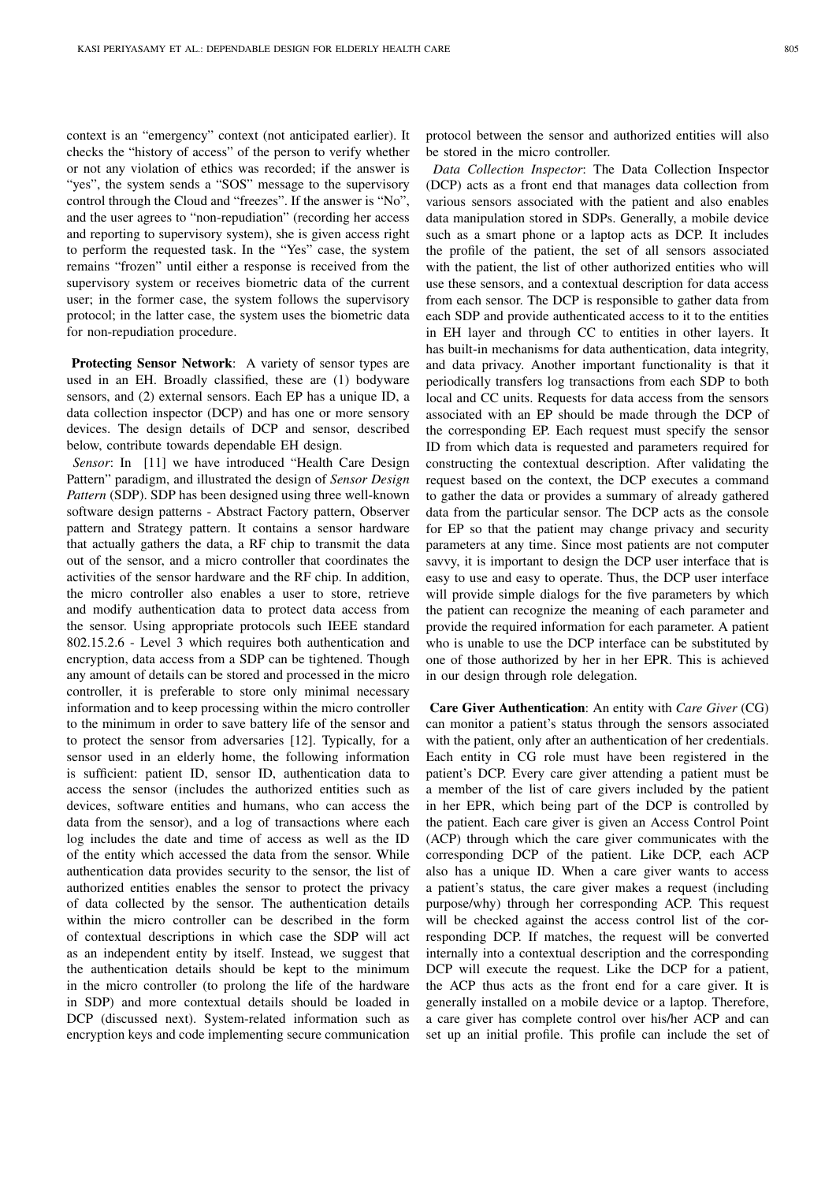context is an "emergency" context (not anticipated earlier). It checks the "history of access" of the person to verify whether or not any violation of ethics was recorded; if the answer is "yes", the system sends a "SOS" message to the supervisory control through the Cloud and "freezes". If the answer is "No", and the user agrees to "non-repudiation" (recording her access and reporting to supervisory system), she is given access right to perform the requested task. In the "Yes" case, the system remains "frozen" until either a response is received from the supervisory system or receives biometric data of the current user; in the former case, the system follows the supervisory protocol; in the latter case, the system uses the biometric data for non-repudiation procedure.

**Protecting Sensor Network**: A variety of sensor types are used in an EH. Broadly classified, these are (1) bodyware sensors, and (2) external sensors. Each EP has a unique ID, a data collection inspector (DCP) and has one or more sensory devices. The design details of DCP and sensor, described below, contribute towards dependable EH design.

*Sensor*: In [11] we have introduced "Health Care Design Pattern" paradigm, and illustrated the design of *Sensor Design Pattern* (SDP). SDP has been designed using three well-known software design patterns - Abstract Factory pattern, Observer pattern and Strategy pattern. It contains a sensor hardware that actually gathers the data, a RF chip to transmit the data out of the sensor, and a micro controller that coordinates the activities of the sensor hardware and the RF chip. In addition, the micro controller also enables a user to store, retrieve and modify authentication data to protect data access from the sensor. Using appropriate protocols such IEEE standard 802.15.2.6 - Level 3 which requires both authentication and encryption, data access from a SDP can be tightened. Though any amount of details can be stored and processed in the micro controller, it is preferable to store only minimal necessary information and to keep processing within the micro controller to the minimum in order to save battery life of the sensor and to protect the sensor from adversaries [12]. Typically, for a sensor used in an elderly home, the following information is sufficient: patient ID, sensor ID, authentication data to access the sensor (includes the authorized entities such as devices, software entities and humans, who can access the data from the sensor), and a log of transactions where each log includes the date and time of access as well as the ID of the entity which accessed the data from the sensor. While authentication data provides security to the sensor, the list of authorized entities enables the sensor to protect the privacy of data collected by the sensor. The authentication details within the micro controller can be described in the form of contextual descriptions in which case the SDP will act as an independent entity by itself. Instead, we suggest that the authentication details should be kept to the minimum in the micro controller (to prolong the life of the hardware in SDP) and more contextual details should be loaded in DCP (discussed next). System-related information such as encryption keys and code implementing secure communication protocol between the sensor and authorized entities will also be stored in the micro controller.

*Data Collection Inspector*: The Data Collection Inspector (DCP) acts as a front end that manages data collection from various sensors associated with the patient and also enables data manipulation stored in SDPs. Generally, a mobile device such as a smart phone or a laptop acts as DCP. It includes the profile of the patient, the set of all sensors associated with the patient, the list of other authorized entities who will use these sensors, and a contextual description for data access from each sensor. The DCP is responsible to gather data from each SDP and provide authenticated access to it to the entities in EH layer and through CC to entities in other layers. It has built-in mechanisms for data authentication, data integrity, and data privacy. Another important functionality is that it periodically transfers log transactions from each SDP to both local and CC units. Requests for data access from the sensors associated with an EP should be made through the DCP of the corresponding EP. Each request must specify the sensor ID from which data is requested and parameters required for constructing the contextual description. After validating the request based on the context, the DCP executes a command to gather the data or provides a summary of already gathered data from the particular sensor. The DCP acts as the console for EP so that the patient may change privacy and security parameters at any time. Since most patients are not computer savvy, it is important to design the DCP user interface that is easy to use and easy to operate. Thus, the DCP user interface will provide simple dialogs for the five parameters by which the patient can recognize the meaning of each parameter and provide the required information for each parameter. A patient who is unable to use the DCP interface can be substituted by one of those authorized by her in her EPR. This is achieved in our design through role delegation.

**Care Giver Authentication**: An entity with *Care Giver* (CG) can monitor a patient's status through the sensors associated with the patient, only after an authentication of her credentials. Each entity in CG role must have been registered in the patient's DCP. Every care giver attending a patient must be a member of the list of care givers included by the patient in her EPR, which being part of the DCP is controlled by the patient. Each care giver is given an Access Control Point (ACP) through which the care giver communicates with the corresponding DCP of the patient. Like DCP, each ACP also has a unique ID. When a care giver wants to access a patient's status, the care giver makes a request (including purpose/why) through her corresponding ACP. This request will be checked against the access control list of the corresponding DCP. If matches, the request will be converted internally into a contextual description and the corresponding DCP will execute the request. Like the DCP for a patient, the ACP thus acts as the front end for a care giver. It is generally installed on a mobile device or a laptop. Therefore, a care giver has complete control over his/her ACP and can set up an initial profile. This profile can include the set of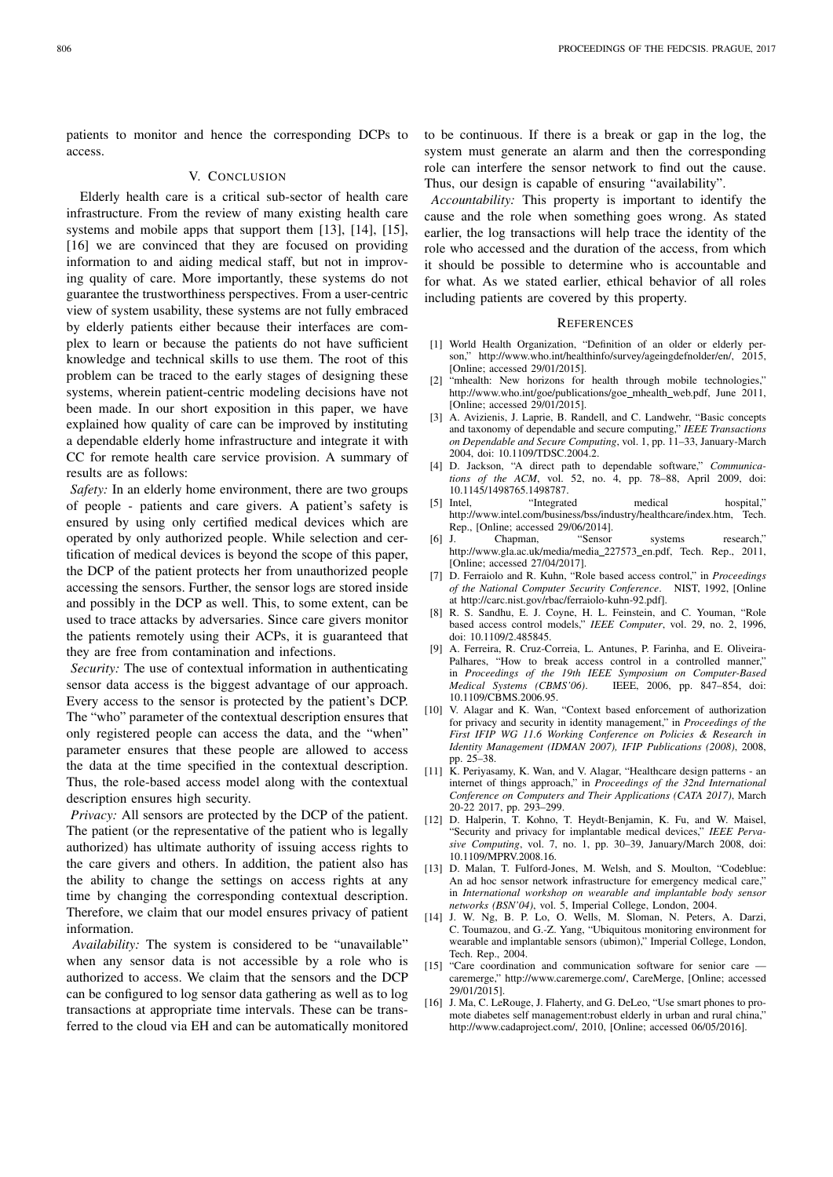patients to monitor and hence the corresponding DCPs to access.

## V. Conclusion

Elderly health care is a critical sub-sector of health care infrastructure. From the review of many existing health care systems and mobile apps that support them [13], [14], [15], [16] we are convinced that they are focused on providing information to and aiding medical staff, but not in improving quality of care. More importantly, these systems do not guarantee the trustworthiness perspectives. From a user-centric view of system usability, these systems are not fully embraced by elderly patients either because their interfaces are complex to learn or because the patients do not have sufficient knowledge and technical skills to use them. The root of this problem can be traced to the early stages of designing these systems, wherein patient-centric modeling decisions have not been made. In our short exposition in this paper, we have explained how quality of care can be improved by instituting a dependable elderly home infrastructure and integrate it with CC for remote health care service provision. A summary of results are as follows:

*Safety:* In an elderly home environment, there are two groups of people - patients and care givers. A patient's safety is ensured by using only certified medical devices which are operated by only authorized people. While selection and certification of medical devices is beyond the scope of this paper, the DCP of the patient protects her from unauthorized people accessing the sensors. Further, the sensor logs are stored inside and possibly in the DCP as well. This, to some extent, can be used to trace attacks by adversaries. Since care givers monitor the patients remotely using their ACPs, it is guaranteed that they are free from contamination and infections.

*Security:* The use of contextual information in authenticating sensor data access is the biggest advantage of our approach. Every access to the sensor is protected by the patient's DCP. The "who" parameter of the contextual description ensures that only registered people can access the data, and the "when" parameter ensures that these people are allowed to access the data at the time specified in the contextual description. Thus, the role-based access model along with the contextual description ensures high security.

*Privacy:* All sensors are protected by the DCP of the patient. The patient (or the representative of the patient who is legally authorized) has ultimate authority of issuing access rights to the care givers and others. In addition, the patient also has the ability to change the settings on access rights at any time by changing the corresponding contextual description. Therefore, we claim that our model ensures privacy of patient information.

*Availability:* The system is considered to be "unavailable" when any sensor data is not accessible by a role who is authorized to access. We claim that the sensors and the DCP can be configured to log sensor data gathering as well as to log transactions at appropriate time intervals. These can be transferred to the cloud via EH and can be automatically monitored to be continuous. If there is a break or gap in the log, the system must generate an alarm and then the corresponding role can interfere the sensor network to find out the cause. Thus, our design is capable of ensuring "availability".

*Accountability:* This property is important to identify the cause and the role when something goes wrong. As stated earlier, the log transactions will help trace the identity of the role who accessed and the duration of the access, from which it should be possible to determine who is accountable and for what. As we stated earlier, ethical behavior of all roles including patients are covered by this property.

## References

[1] World Health Organization, "Definition of an older or elderly person," http://www.who.int/healthinfo/survey/ageingdefnolder/en/, 2015, [Online; accessed 29/01/2015].

[2] "mhealth: New horizons for health through mobile technologies," http://www.who.int/goe/publications/goe_mhealth_web.pdf, June 2011, [Online; accessed 29/01/2015].

[3] A. Avizienis, J. Laprie, B. Randell, and C. Landwehr, "Basic concepts and taxonomy of dependable and secure computing," *IEEE Transactions on Dependable and Secure Computing*, vol. 1, pp. 11–33, January-March 2004, doi: 10.1109/TDSC.2004.2.

[4] D. Jackson, "A direct path to dependable software," *Communications of the ACM*, vol. 52, no. 4, pp. 78–88, April 2009, doi: 10.1145/1498765.1498787.

[5] Intel, "Integrated medical hospital," http://www.intel.com/business/bss/industry/healthcare/index.htm, Tech. Rep., [Online; accessed 29/06/2014].

[6] J. Chapman, "Sensor systems research," http://www.gla.ac.uk/media/media_227573_en.pdf, Tech. Rep., 2011, [Online; accessed 27/04/2017].

[7] D. Ferraiolo and R. Kuhn, "Role based access control," in *Proceedings of the National Computer Security Conference*. NIST, 1992, [Online at http://carc.nist.gov/rbac/ferraiolo-kuhn-92.pdf].

[8] R. S. Sandhu, E. J. Coyne, H. L. Feinstein, and C. Youman, "Role based access control models," *IEEE Computer*, vol. 29, no. 2, 1996, doi: 10.1109/2.485845.

[9] A. Ferreira, R. Cruz-Correia, L. Antunes, P. Farinha, and E. Oliveira-Palhares, "How to break access control in a controlled manner," in *Proceedings of the 19th IEEE Symposium on Computer-Based Medical Systems (CBMS'06)*. IEEE, 2006, pp. 847–854, doi: 10.1109/CBMS.2006.95.

[10] V. Alagar and K. Wan, "Context based enforcement of authorization for privacy and security in identity management," in *Proceedings of the First IFIP WG 11.6 Working Conference on Policies & Research in Identity Management (IDMAN 2007), IFIP Publications (2008)*, 2008, pp. 25–38.

[11] K. Periyasamy, K. Wan, and V. Alagar, "Healthcare design patterns - an internet of things approach," in *Proceedings of the 32nd International Conference on Computers and Their Applications (CATA 2017)*, March 20-22 2017, pp. 293–299.

[12] D. Halperin, T. Kohno, T. Heydt-Benjamin, K. Fu, and W. Maisel, "Security and privacy for implantable medical devices," *IEEE Pervasive Computing*, vol. 7, no. 1, pp. 30–39, January/March 2008, doi: 10.1109/MPRV.2008.16.

[13] D. Malan, T. Fulford-Jones, M. Welsh, and S. Moulton, "Codeblue: An ad hoc sensor network infrastructure for emergency medical care," in *International workshop on wearable and implantable body sensor networks (BSN'04)*, vol. 5, Imperial College, London, 2004.

[14] J. W. Ng, B. P. Lo, O. Wells, M. Sloman, N. Peters, A. Darzi, C. Toumazou, and G.-Z. Yang, "Ubiquitous monitoring environment for wearable and implantable sensors (ubimon)," Imperial College, London, Tech. Rep., 2004.

[15] "Care coordination and communication software for senior care — caremerge," http://www.caremerge.com/, CareMerge, [Online; accessed 29/01/2015].

[16] J. Ma, C. LeRouge, J. Flaherty, and G. DeLeo, "Use smart phones to promote diabetes self management:robust elderly in urban and rural china," http://www.cadaproject.com/, 2010, [Online; accessed 06/05/2016].